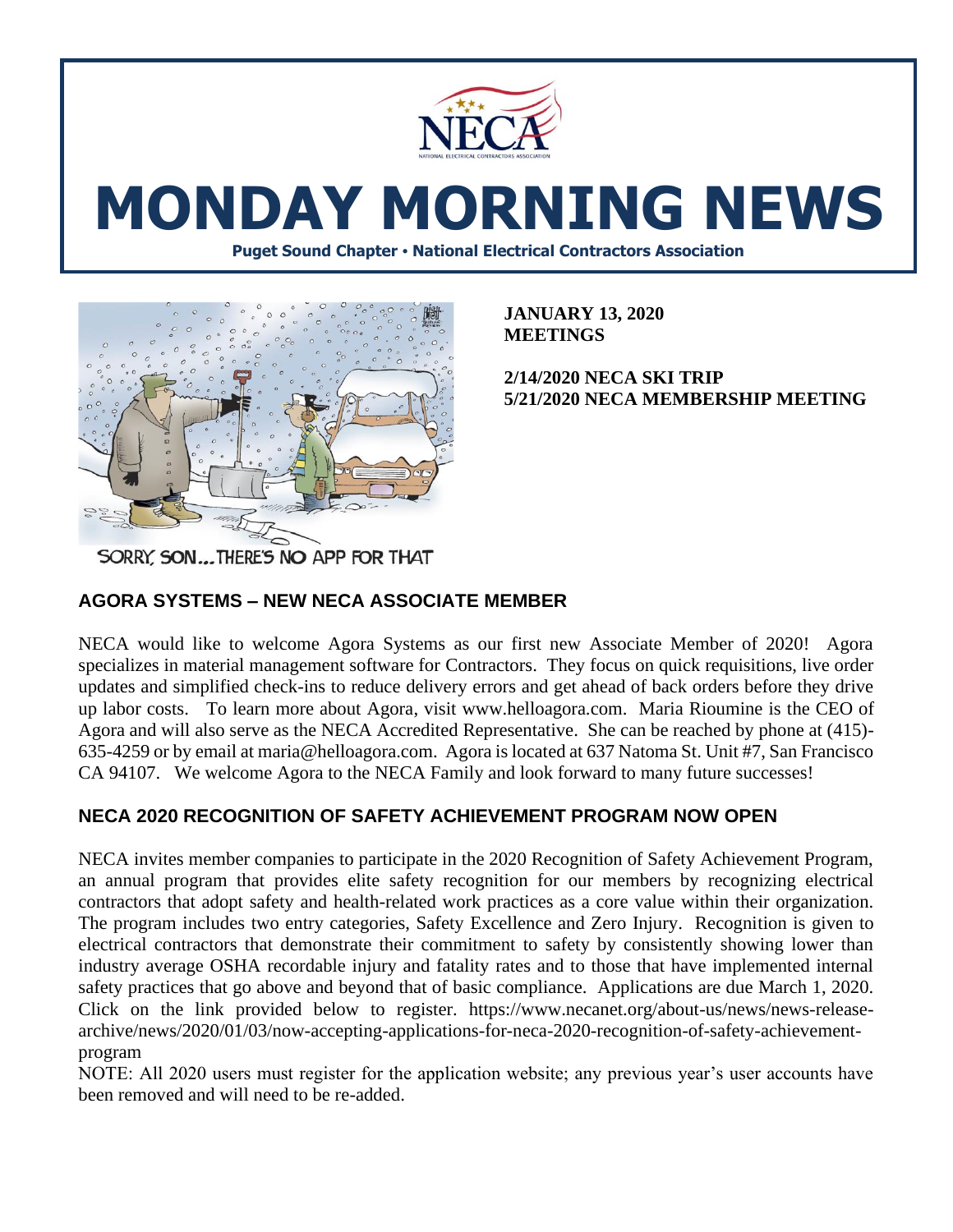# MONDAY MORNING NEWS

**Puget Sound Chapter • National Electrical Contractors Association**

SORRY, SON...THERE'S NO APP FOR THAT

**JANUARY 13, 2020**
**MEETINGS**

**2/14/2020 NECA SKI TRIP**
**5/21/2020 NECA MEMBERSHIP MEETING**

## AGORA SYSTEMS – NEW NECA ASSOCIATE MEMBER

NECA would like to welcome Agora Systems as our first new Associate Member of 2020! Agora specializes in material management software for Contractors. They focus on quick requisitions, live order updates and simplified check-ins to reduce delivery errors and get ahead of back orders before they drive up labor costs. To learn more about Agora, visit www.helloagora.com. Maria Rioumine is the CEO of Agora and will also serve as the NECA Accredited Representative. She can be reached by phone at (415)-635-4259 or by email at maria@helloagora.com. Agora is located at 637 Natoma St. Unit #7, San Francisco CA 94107. We welcome Agora to the NECA Family and look forward to many future successes!

## NECA 2020 RECOGNITION OF SAFETY ACHIEVEMENT PROGRAM NOW OPEN

NECA invites member companies to participate in the 2020 Recognition of Safety Achievement Program, an annual program that provides elite safety recognition for our members by recognizing electrical contractors that adopt safety and health-related work practices as a core value within their organization. The program includes two entry categories, Safety Excellence and Zero Injury. Recognition is given to electrical contractors that demonstrate their commitment to safety by consistently showing lower than industry average OSHA recordable injury and fatality rates and to those that have implemented internal safety practices that go above and beyond that of basic compliance. Applications are due March 1, 2020. Click on the link provided below to register. https://www.necanet.org/about-us/news/news-release-archive/news/2020/01/03/now-accepting-applications-for-neca-2020-recognition-of-safety-achievement-program

NOTE: All 2020 users must register for the application website; any previous year's user accounts have been removed and will need to be re-added.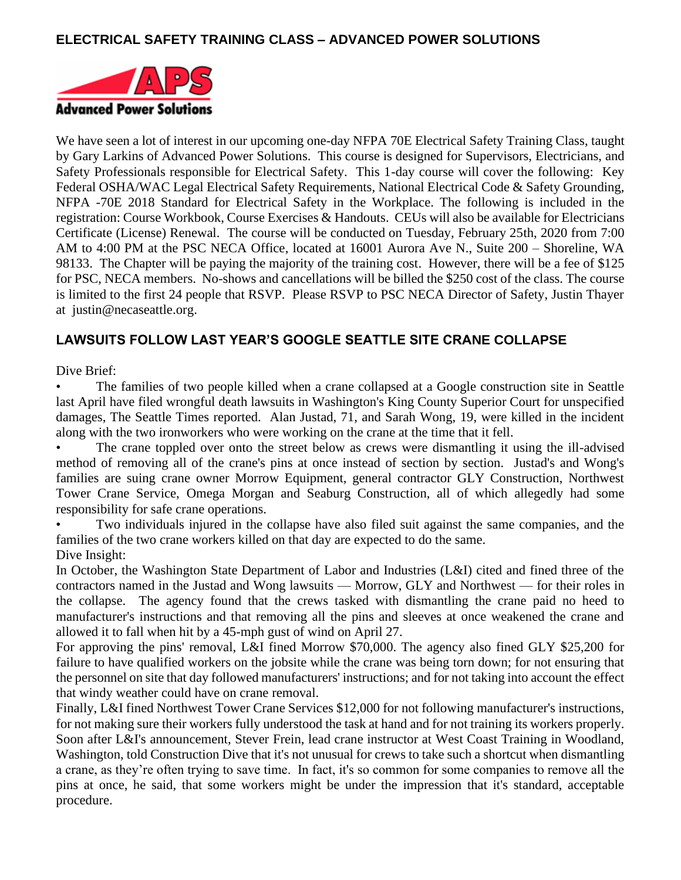## ELECTRICAL SAFETY TRAINING CLASS – ADVANCED POWER SOLUTIONS

We have seen a lot of interest in our upcoming one-day NFPA 70E Electrical Safety Training Class, taught by Gary Larkins of Advanced Power Solutions. This course is designed for Supervisors, Electricians, and Safety Professionals responsible for Electrical Safety. This 1-day course will cover the following: Key Federal OSHA/WAC Legal Electrical Safety Requirements, National Electrical Code & Safety Grounding, NFPA -70E 2018 Standard for Electrical Safety in the Workplace. The following is included in the registration: Course Workbook, Course Exercises & Handouts. CEUs will also be available for Electricians Certificate (License) Renewal. The course will be conducted on Tuesday, February 25th, 2020 from 7:00 AM to 4:00 PM at the PSC NECA Office, located at 16001 Aurora Ave N., Suite 200 – Shoreline, WA 98133. The Chapter will be paying the majority of the training cost. However, there will be a fee of $125 for PSC, NECA members. No-shows and cancellations will be billed the $250 cost of the class. The course is limited to the first 24 people that RSVP. Please RSVP to PSC NECA Director of Safety, Justin Thayer at justin@necaseattle.org.

## LAWSUITS FOLLOW LAST YEAR'S GOOGLE SEATTLE SITE CRANE COLLAPSE

Dive Brief:

- The families of two people killed when a crane collapsed at a Google construction site in Seattle last April have filed wrongful death lawsuits in Washington's King County Superior Court for unspecified damages, The Seattle Times reported. Alan Justad, 71, and Sarah Wong, 19, were killed in the incident along with the two ironworkers who were working on the crane at the time that it fell.
- The crane toppled over onto the street below as crews were dismantling it using the ill-advised method of removing all of the crane's pins at once instead of section by section. Justad's and Wong's families are suing crane owner Morrow Equipment, general contractor GLY Construction, Northwest Tower Crane Service, Omega Morgan and Seaburg Construction, all of which allegedly had some responsibility for safe crane operations.
- Two individuals injured in the collapse have also filed suit against the same companies, and the families of the two crane workers killed on that day are expected to do the same.

Dive Insight:

In October, the Washington State Department of Labor and Industries (L&I) cited and fined three of the contractors named in the Justad and Wong lawsuits — Morrow, GLY and Northwest — for their roles in the collapse. The agency found that the crews tasked with dismantling the crane paid no heed to manufacturer's instructions and that removing all the pins and sleeves at once weakened the crane and allowed it to fall when hit by a 45-mph gust of wind on April 27.

For approving the pins' removal, L&I fined Morrow $70,000. The agency also fined GLY $25,200 for failure to have qualified workers on the jobsite while the crane was being torn down; for not ensuring that the personnel on site that day followed manufacturers' instructions; and for not taking into account the effect that windy weather could have on crane removal.

Finally, L&I fined Northwest Tower Crane Services $12,000 for not following manufacturer's instructions, for not making sure their workers fully understood the task at hand and for not training its workers properly. Soon after L&I's announcement, Stever Frein, lead crane instructor at West Coast Training in Woodland, Washington, told Construction Dive that it's not unusual for crews to take such a shortcut when dismantling a crane, as they're often trying to save time. In fact, it's so common for some companies to remove all the pins at once, he said, that some workers might be under the impression that it's standard, acceptable procedure.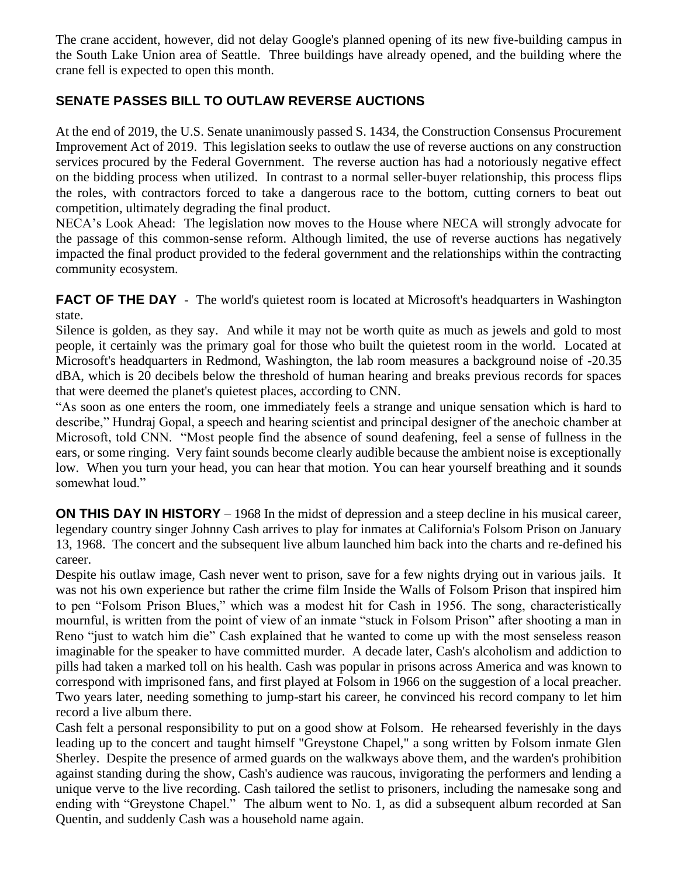The crane accident, however, did not delay Google's planned opening of its new five-building campus in the South Lake Union area of Seattle. Three buildings have already opened, and the building where the crane fell is expected to open this month.

## SENATE PASSES BILL TO OUTLAW REVERSE AUCTIONS

At the end of 2019, the U.S. Senate unanimously passed S. 1434, the Construction Consensus Procurement Improvement Act of 2019. This legislation seeks to outlaw the use of reverse auctions on any construction services procured by the Federal Government. The reverse auction has had a notoriously negative effect on the bidding process when utilized. In contrast to a normal seller-buyer relationship, this process flips the roles, with contractors forced to take a dangerous race to the bottom, cutting corners to beat out competition, ultimately degrading the final product.

NECA's Look Ahead: The legislation now moves to the House where NECA will strongly advocate for the passage of this common-sense reform. Although limited, the use of reverse auctions has negatively impacted the final product provided to the federal government and the relationships within the contracting community ecosystem.

**FACT OF THE DAY** - The world's quietest room is located at Microsoft's headquarters in Washington state.

Silence is golden, as they say. And while it may not be worth quite as much as jewels and gold to most people, it certainly was the primary goal for those who built the quietest room in the world. Located at Microsoft's headquarters in Redmond, Washington, the lab room measures a background noise of -20.35 dBA, which is 20 decibels below the threshold of human hearing and breaks previous records for spaces that were deemed the planet's quietest places, according to CNN.

"As soon as one enters the room, one immediately feels a strange and unique sensation which is hard to describe," Hundraj Gopal, a speech and hearing scientist and principal designer of the anechoic chamber at Microsoft, told CNN. "Most people find the absence of sound deafening, feel a sense of fullness in the ears, or some ringing. Very faint sounds become clearly audible because the ambient noise is exceptionally low. When you turn your head, you can hear that motion. You can hear yourself breathing and it sounds somewhat loud."

**ON THIS DAY IN HISTORY** – 1968 In the midst of depression and a steep decline in his musical career, legendary country singer Johnny Cash arrives to play for inmates at California's Folsom Prison on January 13, 1968. The concert and the subsequent live album launched him back into the charts and re-defined his career.

Despite his outlaw image, Cash never went to prison, save for a few nights drying out in various jails. It was not his own experience but rather the crime film Inside the Walls of Folsom Prison that inspired him to pen "Folsom Prison Blues," which was a modest hit for Cash in 1956. The song, characteristically mournful, is written from the point of view of an inmate "stuck in Folsom Prison" after shooting a man in Reno "just to watch him die" Cash explained that he wanted to come up with the most senseless reason imaginable for the speaker to have committed murder. A decade later, Cash's alcoholism and addiction to pills had taken a marked toll on his health. Cash was popular in prisons across America and was known to correspond with imprisoned fans, and first played at Folsom in 1966 on the suggestion of a local preacher. Two years later, needing something to jump-start his career, he convinced his record company to let him record a live album there.

Cash felt a personal responsibility to put on a good show at Folsom. He rehearsed feverishly in the days leading up to the concert and taught himself "Greystone Chapel," a song written by Folsom inmate Glen Sherley. Despite the presence of armed guards on the walkways above them, and the warden's prohibition against standing during the show, Cash's audience was raucous, invigorating the performers and lending a unique verve to the live recording. Cash tailored the setlist to prisoners, including the namesake song and ending with "Greystone Chapel." The album went to No. 1, as did a subsequent album recorded at San Quentin, and suddenly Cash was a household name again.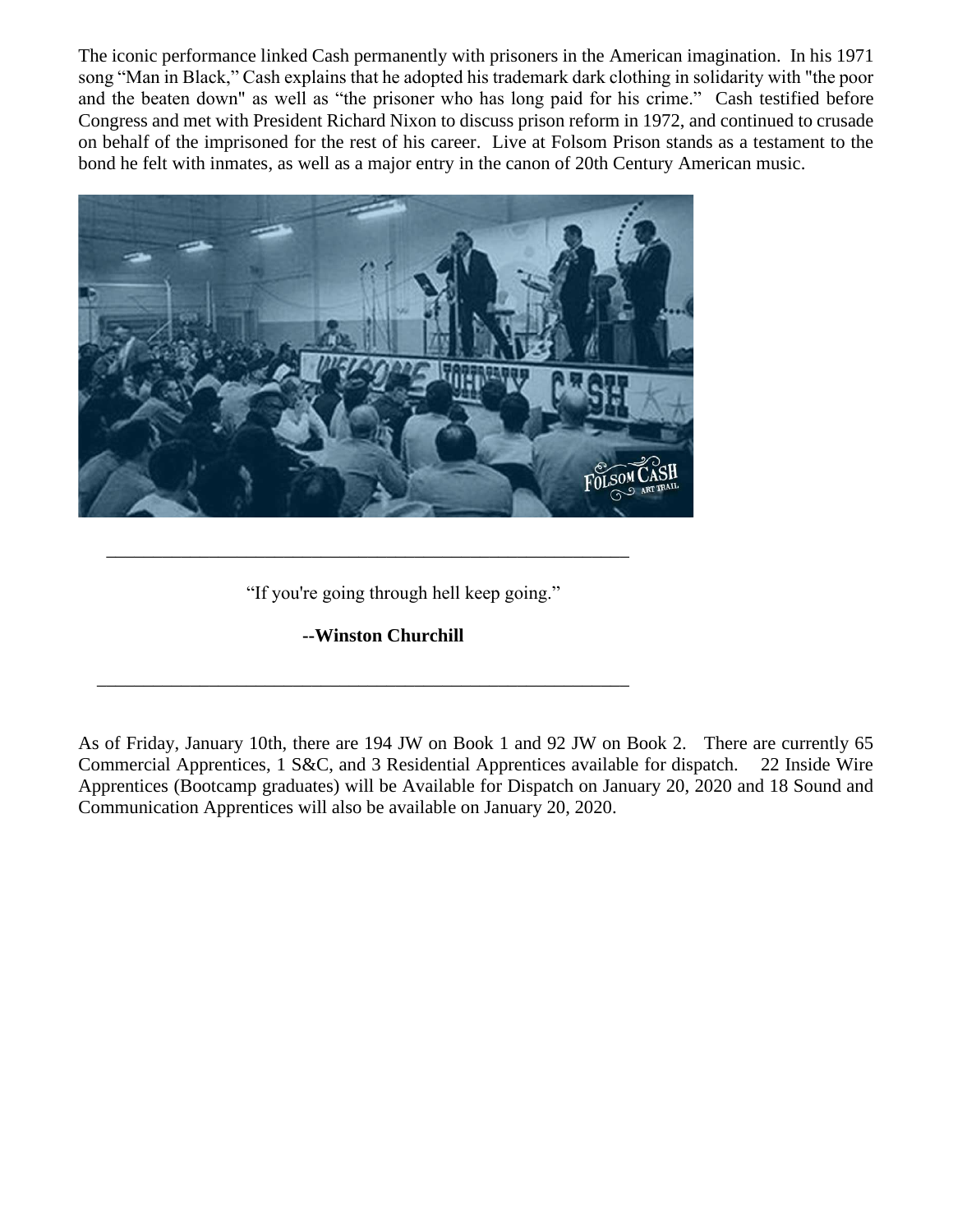The iconic performance linked Cash permanently with prisoners in the American imagination. In his 1971 song "Man in Black," Cash explains that he adopted his trademark dark clothing in solidarity with "the poor and the beaten down" as well as "the prisoner who has long paid for his crime." Cash testified before Congress and met with President Richard Nixon to discuss prison reform in 1972, and continued to crusade on behalf of the imprisoned for the rest of his career. Live at Folsom Prison stands as a testament to the bond he felt with inmates, as well as a major entry in the canon of 20th Century American music.

---

"If you're going through hell keep going."

**--Winston Churchill**

---

As of Friday, January 10th, there are 194 JW on Book 1 and 92 JW on Book 2. There are currently 65 Commercial Apprentices, 1 S&C, and 3 Residential Apprentices available for dispatch. 22 Inside Wire Apprentices (Bootcamp graduates) will be Available for Dispatch on January 20, 2020 and 18 Sound and Communication Apprentices will also be available on January 20, 2020.